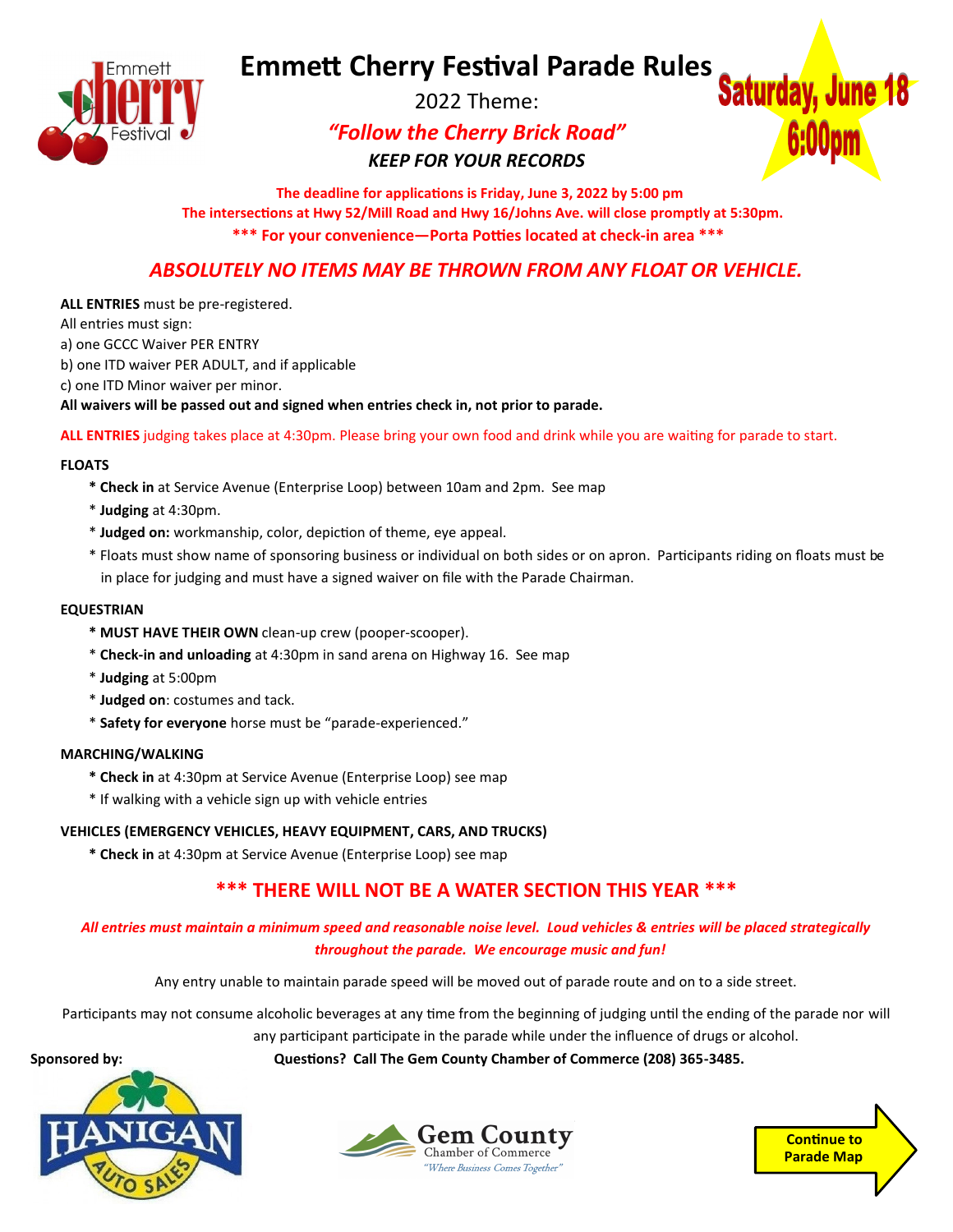# Emmett Cherry Festival Parade Rules

2022 Theme:

***"Follow the Cherry Brick Road"***

***KEEP FOR YOUR RECORDS***

**Saturday, June 18**
**6:00pm**

**The deadline for applications is Friday, June 3, 2022 by 5:00 pm**

**The intersections at Hwy 52/Mill Road and Hwy 16/Johns Ave. will close promptly at 5:30pm.**

**\*\*\* For your convenience—Porta Potties located at check-in area \*\*\***

## *ABSOLUTELY NO ITEMS MAY BE THROWN FROM ANY FLOAT OR VEHICLE.*

**ALL ENTRIES** must be pre-registered.

All entries must sign:

a) one GCCC Waiver PER ENTRY

b) one ITD waiver PER ADULT, and if applicable

c) one ITD Minor waiver per minor.

**All waivers will be passed out and signed when entries check in, not prior to parade.**

**ALL ENTRIES** judging takes place at 4:30pm. Please bring your own food and drink while you are waiting for parade to start.

### FLOATS

- **Check in** at Service Avenue (Enterprise Loop) between 10am and 2pm. See map
- **Judging** at 4:30pm.
- **Judged on:** workmanship, color, depiction of theme, eye appeal.
- Floats must show name of sponsoring business or individual on both sides or on apron. Participants riding on floats must be in place for judging and must have a signed waiver on file with the Parade Chairman.

### EQUESTRIAN

- **MUST HAVE THEIR OWN** clean-up crew (pooper-scooper).
- **Check-in and unloading** at 4:30pm in sand arena on Highway 16. See map
- **Judging** at 5:00pm
- **Judged on**: costumes and tack.
- **Safety for everyone** horse must be "parade-experienced."

### MARCHING/WALKING

- **Check in** at 4:30pm at Service Avenue (Enterprise Loop) see map
- If walking with a vehicle sign up with vehicle entries

### VEHICLES (EMERGENCY VEHICLES, HEAVY EQUIPMENT, CARS, AND TRUCKS)

- **Check in** at 4:30pm at Service Avenue (Enterprise Loop) see map

## \*\*\* THERE WILL NOT BE A WATER SECTION THIS YEAR \*\*\*

***All entries must maintain a minimum speed and reasonable noise level. Loud vehicles & entries will be placed strategically throughout the parade. We encourage music and fun!***

Any entry unable to maintain parade speed will be moved out of parade route and on to a side street.

Participants may not consume alcoholic beverages at any time from the beginning of judging until the ending of the parade nor will any participant participate in the parade while under the influence of drugs or alcohol.

**Sponsored by:**

**Questions? Call The Gem County Chamber of Commerce (208) 365-3485.**

Gem County Chamber of Commerce *"Where Business Comes Together"*

**Continue to Parade Map**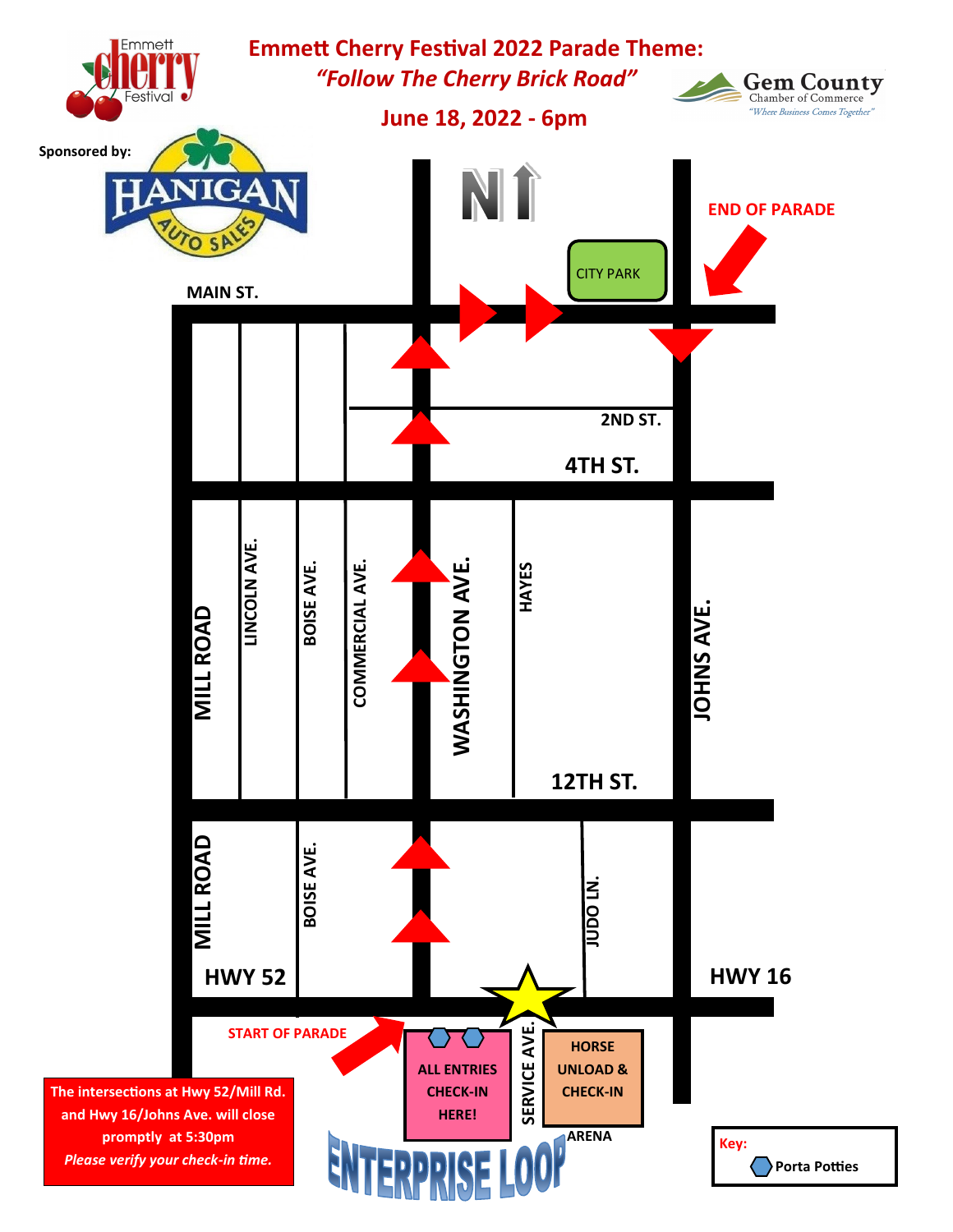# Emmett Cherry Festival 2022 Parade Theme:

## *"Follow The Cherry Brick Road"*

## June 18, 2022 - 6pm

Emmett Cherry Festival

Gem County Chamber of Commerce
*"Where Business Comes Together"*

**Sponsored by:**

HANIGAN AUTO SALES

N

END OF PARADE

CITY PARK

MAIN ST.

2ND ST.

4TH ST.

MILL ROAD

LINCOLN AVE.

BOISE AVE.

COMMERCIAL AVE.

WASHINGTON AVE.

HAYES

JOHNS AVE.

12TH ST.

MILL ROAD

BOISE AVE.

JUDO LN.

HWY 52

HWY 16

START OF PARADE

ALL ENTRIES CHECK-IN HERE!

SERVICE AVE.

HORSE UNLOAD & CHECK-IN

ARENA

ENTERPRISE LOOP

The intersections at Hwy 52/Mill Rd. and Hwy 16/Johns Ave. will close promptly at 5:30pm
*Please verify your check-in time.*

Key:
Porta Potties